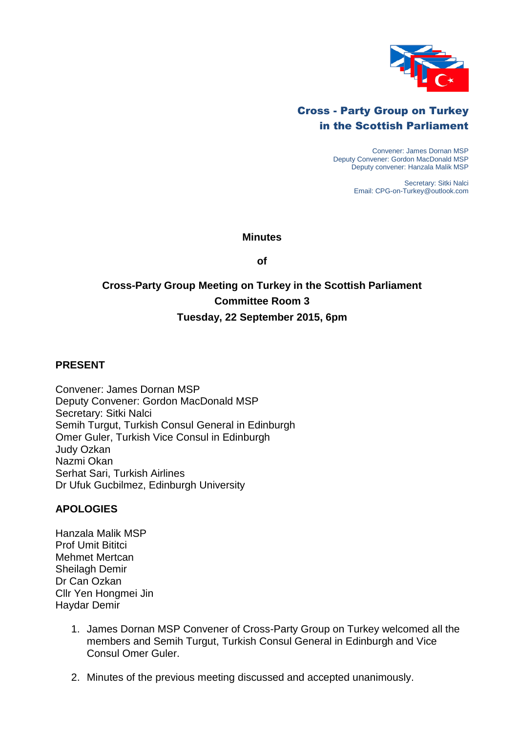**Cross - Party Group on Turkey in the Scottish Parliament**

Convener: James Dornan MSP
Deputy Convener: Gordon MacDonald MSP
Deputy convener: Hanzala Malik MSP

Secretary: Sitki Nalci
Email: CPG-on-Turkey@outlook.com

**Minutes**

**of**

**Cross-Party Group Meeting on Turkey in the Scottish Parliament**
**Committee Room 3**
**Tuesday, 22 September 2015, 6pm**

## PRESENT

Convener: James Dornan MSP
Deputy Convener: Gordon MacDonald MSP
Secretary: Sitki Nalci
Semih Turgut, Turkish Consul General in Edinburgh
Omer Guler, Turkish Vice Consul in Edinburgh
Judy Ozkan
Nazmi Okan
Serhat Sari, Turkish Airlines
Dr Ufuk Gucbilmez, Edinburgh University

## APOLOGIES

Hanzala Malik MSP
Prof Umit Bititci
Mehmet Mertcan
Sheilagh Demir
Dr Can Ozkan
Cllr Yen Hongmei Jin
Haydar Demir

1. James Dornan MSP Convener of Cross-Party Group on Turkey welcomed all the members and Semih Turgut, Turkish Consul General in Edinburgh and Vice Consul Omer Guler.
2. Minutes of the previous meeting discussed and accepted unanimously.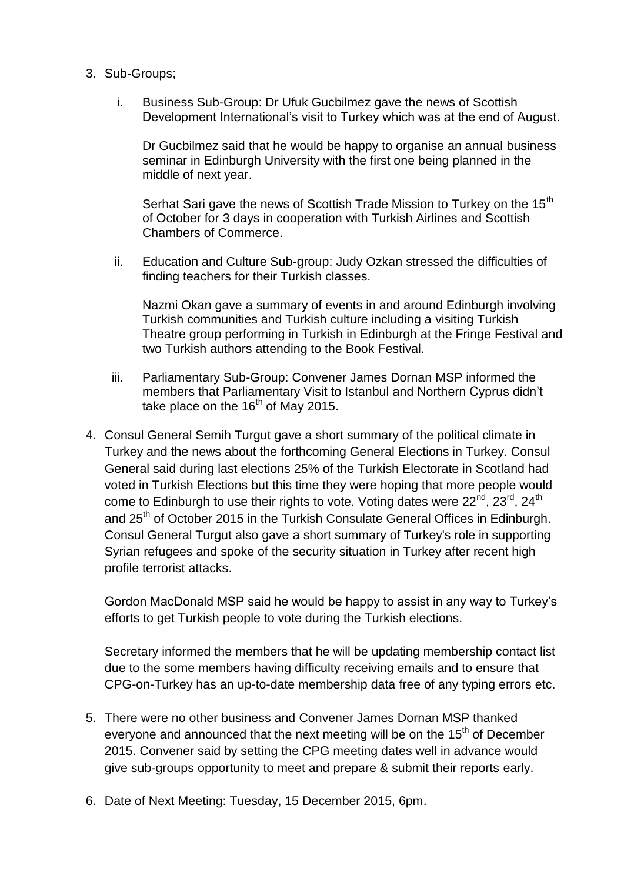3. Sub-Groups;

   i. Business Sub-Group: Dr Ufuk Gucbilmez gave the news of Scottish Development International's visit to Turkey which was at the end of August.

      Dr Gucbilmez said that he would be happy to organise an annual business seminar in Edinburgh University with the first one being planned in the middle of next year.

      Serhat Sari gave the news of Scottish Trade Mission to Turkey on the 15th of October for 3 days in cooperation with Turkish Airlines and Scottish Chambers of Commerce.

   ii. Education and Culture Sub-group: Judy Ozkan stressed the difficulties of finding teachers for their Turkish classes.

      Nazmi Okan gave a summary of events in and around Edinburgh involving Turkish communities and Turkish culture including a visiting Turkish Theatre group performing in Turkish in Edinburgh at the Fringe Festival and two Turkish authors attending to the Book Festival.

   iii. Parliamentary Sub-Group: Convener James Dornan MSP informed the members that Parliamentary Visit to Istanbul and Northern Cyprus didn't take place on the 16th of May 2015.

4. Consul General Semih Turgut gave a short summary of the political climate in Turkey and the news about the forthcoming General Elections in Turkey. Consul General said during last elections 25% of the Turkish Electorate in Scotland had voted in Turkish Elections but this time they were hoping that more people would come to Edinburgh to use their rights to vote. Voting dates were 22nd, 23rd, 24th and 25th of October 2015 in the Turkish Consulate General Offices in Edinburgh. Consul General Turgut also gave a short summary of Turkey's role in supporting Syrian refugees and spoke of the security situation in Turkey after recent high profile terrorist attacks.

   Gordon MacDonald MSP said he would be happy to assist in any way to Turkey's efforts to get Turkish people to vote during the Turkish elections.

   Secretary informed the members that he will be updating membership contact list due to the some members having difficulty receiving emails and to ensure that CPG-on-Turkey has an up-to-date membership data free of any typing errors etc.

5. There were no other business and Convener James Dornan MSP thanked everyone and announced that the next meeting will be on the 15th of December 2015. Convener said by setting the CPG meeting dates well in advance would give sub-groups opportunity to meet and prepare & submit their reports early.

6. Date of Next Meeting: Tuesday, 15 December 2015, 6pm.